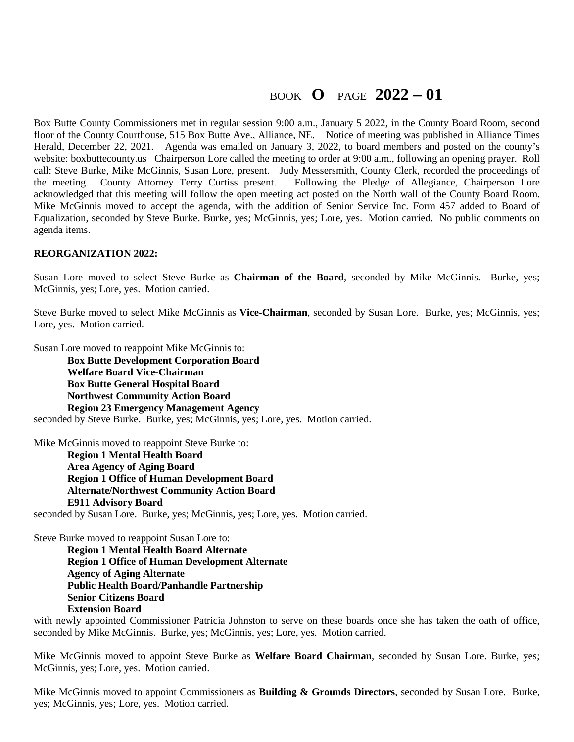BOOK **O** PAGE **2022 – 01**

Box Butte County Commissioners met in regular session 9:00 a.m., January 5 2022, in the County Board Room, second floor of the County Courthouse, 515 Box Butte Ave., Alliance, NE. Notice of meeting was published in Alliance Times Herald, December 22, 2021. Agenda was emailed on January 3, 2022, to board members and posted on the county's website: boxbuttecounty.us Chairperson Lore called the meeting to order at 9:00 a.m., following an opening prayer. Roll call: Steve Burke, Mike McGinnis, Susan Lore, present. Judy Messersmith, County Clerk, recorded the proceedings of the meeting. County Attorney Terry Curtiss present. Following the Pledge of Allegiance, Chairperson Lore acknowledged that this meeting will follow the open meeting act posted on the North wall of the County Board Room. Mike McGinnis moved to accept the agenda, with the addition of Senior Service Inc. Form 457 added to Board of Equalization, seconded by Steve Burke. Burke, yes; McGinnis, yes; Lore, yes. Motion carried. No public comments on agenda items.

**REORGANIZATION 2022:**

Susan Lore moved to select Steve Burke as **Chairman of the Board**, seconded by Mike McGinnis. Burke, yes; McGinnis, yes; Lore, yes. Motion carried.

Steve Burke moved to select Mike McGinnis as **Vice-Chairman**, seconded by Susan Lore. Burke, yes; McGinnis, yes; Lore, yes. Motion carried.

Susan Lore moved to reappoint Mike McGinnis to:

**Box Butte Development Corporation Board**
**Welfare Board Vice-Chairman**
**Box Butte General Hospital Board**
**Northwest Community Action Board**
**Region 23 Emergency Management Agency**

seconded by Steve Burke. Burke, yes; McGinnis, yes; Lore, yes. Motion carried.

Mike McGinnis moved to reappoint Steve Burke to:

**Region 1 Mental Health Board**
**Area Agency of Aging Board**
**Region 1 Office of Human Development Board**
**Alternate/Northwest Community Action Board**
**E911 Advisory Board**

seconded by Susan Lore. Burke, yes; McGinnis, yes; Lore, yes. Motion carried.

Steve Burke moved to reappoint Susan Lore to:

**Region 1 Mental Health Board Alternate**
**Region 1 Office of Human Development Alternate**
**Agency of Aging Alternate**
**Public Health Board/Panhandle Partnership**
**Senior Citizens Board**
**Extension Board**

with newly appointed Commissioner Patricia Johnston to serve on these boards once she has taken the oath of office, seconded by Mike McGinnis. Burke, yes; McGinnis, yes; Lore, yes. Motion carried.

Mike McGinnis moved to appoint Steve Burke as **Welfare Board Chairman**, seconded by Susan Lore. Burke, yes; McGinnis, yes; Lore, yes. Motion carried.

Mike McGinnis moved to appoint Commissioners as **Building & Grounds Directors**, seconded by Susan Lore. Burke, yes; McGinnis, yes; Lore, yes. Motion carried.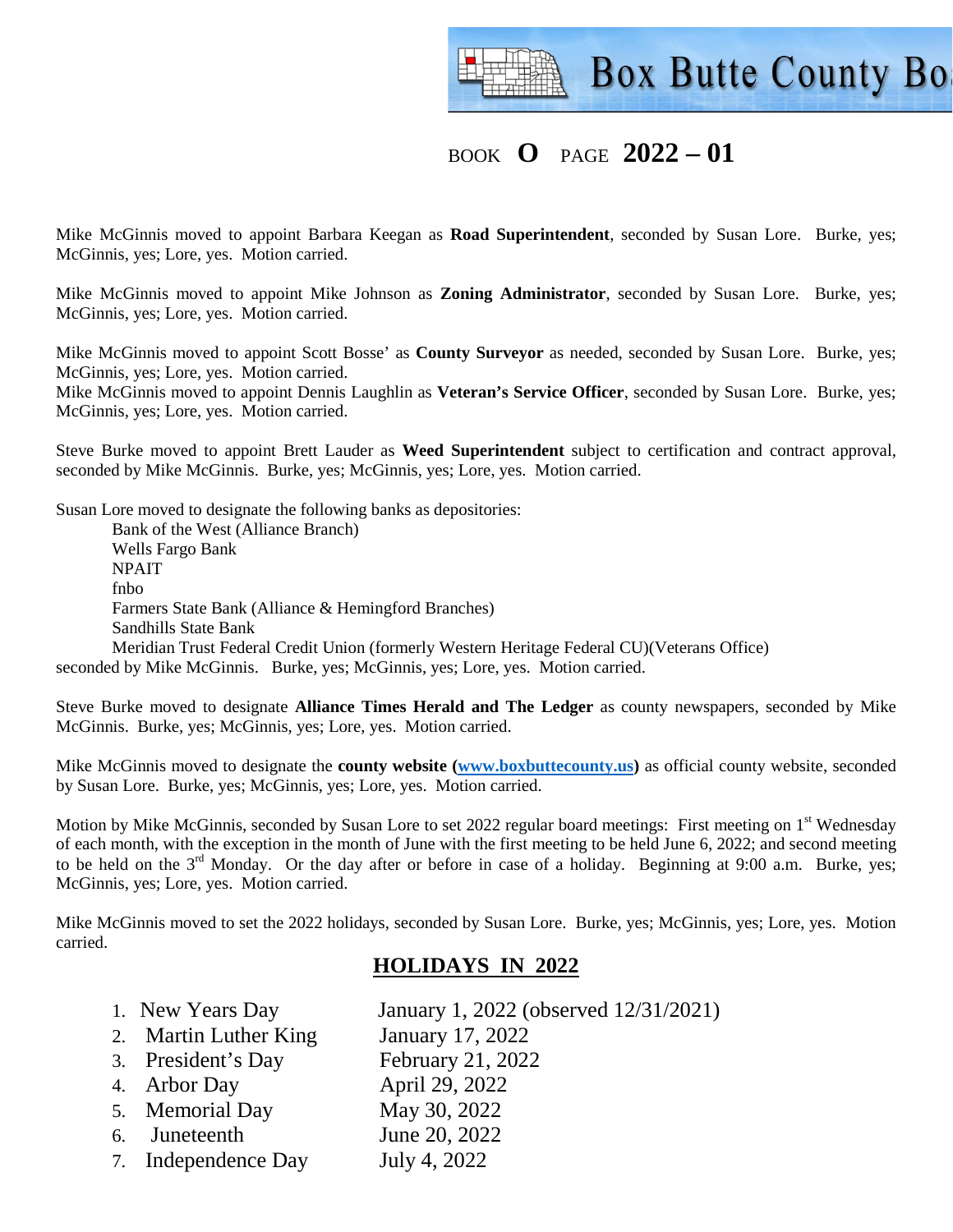BOOK **O** PAGE **2022 – 01**

Mike McGinnis moved to appoint Barbara Keegan as **Road Superintendent**, seconded by Susan Lore. Burke, yes; McGinnis, yes; Lore, yes. Motion carried.

Mike McGinnis moved to appoint Mike Johnson as **Zoning Administrator**, seconded by Susan Lore. Burke, yes; McGinnis, yes; Lore, yes. Motion carried.

Mike McGinnis moved to appoint Scott Bosse' as **County Surveyor** as needed, seconded by Susan Lore. Burke, yes; McGinnis, yes; Lore, yes. Motion carried.
Mike McGinnis moved to appoint Dennis Laughlin as **Veteran's Service Officer**, seconded by Susan Lore. Burke, yes; McGinnis, yes; Lore, yes. Motion carried.

Steve Burke moved to appoint Brett Lauder as **Weed Superintendent** subject to certification and contract approval, seconded by Mike McGinnis. Burke, yes; McGinnis, yes; Lore, yes. Motion carried.

Susan Lore moved to designate the following banks as depositories:

Bank of the West (Alliance Branch)
Wells Fargo Bank
NPAIT
fnbo
Farmers State Bank (Alliance & Hemingford Branches)
Sandhills State Bank
Meridian Trust Federal Credit Union (formerly Western Heritage Federal CU)(Veterans Office)

seconded by Mike McGinnis. Burke, yes; McGinnis, yes; Lore, yes. Motion carried.

Steve Burke moved to designate **Alliance Times Herald and The Ledger** as county newspapers, seconded by Mike McGinnis. Burke, yes; McGinnis, yes; Lore, yes. Motion carried.

Mike McGinnis moved to designate the **county website (www.boxbuttecounty.us)** as official county website, seconded by Susan Lore. Burke, yes; McGinnis, yes; Lore, yes. Motion carried.

Motion by Mike McGinnis, seconded by Susan Lore to set 2022 regular board meetings: First meeting on 1st Wednesday of each month, with the exception in the month of June with the first meeting to be held June 6, 2022; and second meeting to be held on the 3rd Monday. Or the day after or before in case of a holiday. Beginning at 9:00 a.m. Burke, yes; McGinnis, yes; Lore, yes. Motion carried.

Mike McGinnis moved to set the 2022 holidays, seconded by Susan Lore. Burke, yes; McGinnis, yes; Lore, yes. Motion carried.

## HOLIDAYS IN 2022

| | |
|---|---|
| 1. New Years Day | January 1, 2022 (observed 12/31/2021) |
| 2. Martin Luther King | January 17, 2022 |
| 3. President's Day | February 21, 2022 |
| 4. Arbor Day | April 29, 2022 |
| 5. Memorial Day | May 30, 2022 |
| 6. Juneteenth | June 20, 2022 |
| 7. Independence Day | July 4, 2022 |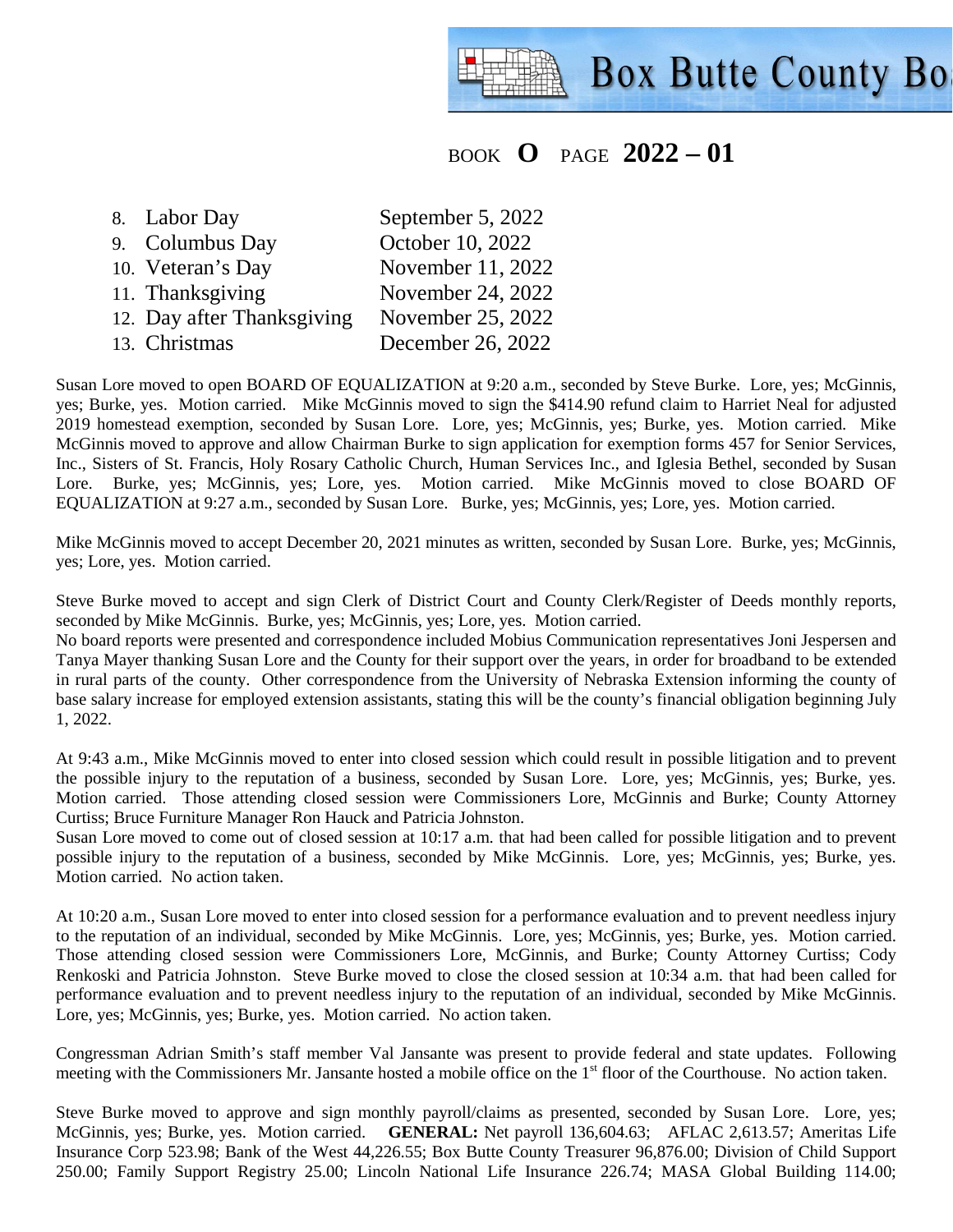BOOK **O** PAGE **2022 – 01**

8. Labor Day — September 5, 2022
9. Columbus Day — October 10, 2022
10. Veteran's Day — November 11, 2022
11. Thanksgiving — November 24, 2022
12. Day after Thanksgiving — November 25, 2022
13. Christmas — December 26, 2022

Susan Lore moved to open BOARD OF EQUALIZATION at 9:20 a.m., seconded by Steve Burke. Lore, yes; McGinnis, yes; Burke, yes. Motion carried. Mike McGinnis moved to sign the $414.90 refund claim to Harriet Neal for adjusted 2019 homestead exemption, seconded by Susan Lore. Lore, yes; McGinnis, yes; Burke, yes. Motion carried. Mike McGinnis moved to approve and allow Chairman Burke to sign application for exemption forms 457 for Senior Services, Inc., Sisters of St. Francis, Holy Rosary Catholic Church, Human Services Inc., and Iglesia Bethel, seconded by Susan Lore. Burke, yes; McGinnis, yes; Lore, yes. Motion carried. Mike McGinnis moved to close BOARD OF EQUALIZATION at 9:27 a.m., seconded by Susan Lore. Burke, yes; McGinnis, yes; Lore, yes. Motion carried.

Mike McGinnis moved to accept December 20, 2021 minutes as written, seconded by Susan Lore. Burke, yes; McGinnis, yes; Lore, yes. Motion carried.

Steve Burke moved to accept and sign Clerk of District Court and County Clerk/Register of Deeds monthly reports, seconded by Mike McGinnis. Burke, yes; McGinnis, yes; Lore, yes. Motion carried.
No board reports were presented and correspondence included Mobius Communication representatives Joni Jespersen and Tanya Mayer thanking Susan Lore and the County for their support over the years, in order for broadband to be extended in rural parts of the county. Other correspondence from the University of Nebraska Extension informing the county of base salary increase for employed extension assistants, stating this will be the county's financial obligation beginning July 1, 2022.

At 9:43 a.m., Mike McGinnis moved to enter into closed session which could result in possible litigation and to prevent the possible injury to the reputation of a business, seconded by Susan Lore. Lore, yes; McGinnis, yes; Burke, yes. Motion carried. Those attending closed session were Commissioners Lore, McGinnis and Burke; County Attorney Curtiss; Bruce Furniture Manager Ron Hauck and Patricia Johnston.
Susan Lore moved to come out of closed session at 10:17 a.m. that had been called for possible litigation and to prevent possible injury to the reputation of a business, seconded by Mike McGinnis. Lore, yes; McGinnis, yes; Burke, yes. Motion carried. No action taken.

At 10:20 a.m., Susan Lore moved to enter into closed session for a performance evaluation and to prevent needless injury to the reputation of an individual, seconded by Mike McGinnis. Lore, yes; McGinnis, yes; Burke, yes. Motion carried. Those attending closed session were Commissioners Lore, McGinnis, and Burke; County Attorney Curtiss; Cody Renkoski and Patricia Johnston. Steve Burke moved to close the closed session at 10:34 a.m. that had been called for performance evaluation and to prevent needless injury to the reputation of an individual, seconded by Mike McGinnis. Lore, yes; McGinnis, yes; Burke, yes. Motion carried. No action taken.

Congressman Adrian Smith's staff member Val Jansante was present to provide federal and state updates. Following meeting with the Commissioners Mr. Jansante hosted a mobile office on the 1st floor of the Courthouse. No action taken.

Steve Burke moved to approve and sign monthly payroll/claims as presented, seconded by Susan Lore. Lore, yes; McGinnis, yes; Burke, yes. Motion carried. **GENERAL:** Net payroll 136,604.63; AFLAC 2,613.57; Ameritas Life Insurance Corp 523.98; Bank of the West 44,226.55; Box Butte County Treasurer 96,876.00; Division of Child Support 250.00; Family Support Registry 25.00; Lincoln National Life Insurance 226.74; MASA Global Building 114.00;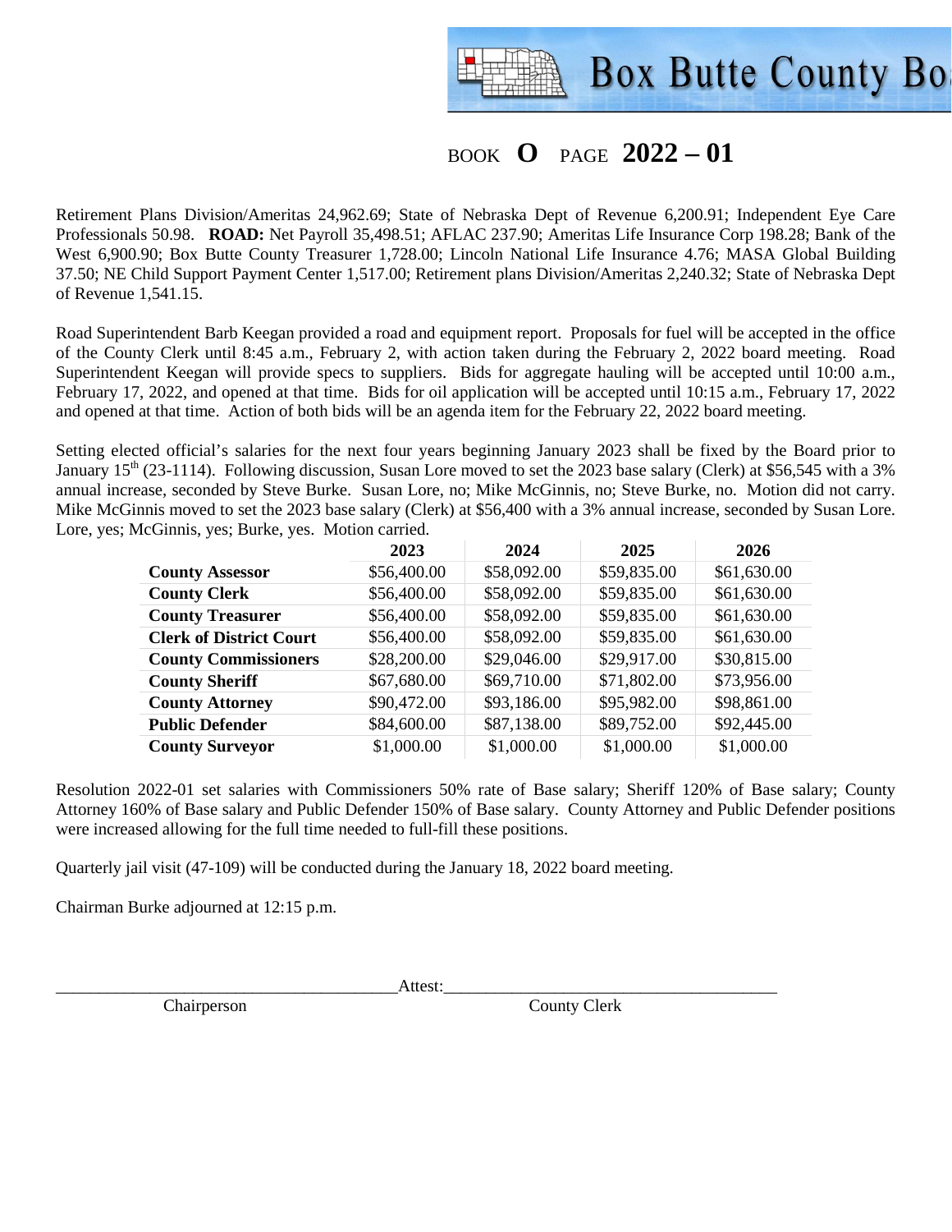BOOK **O** PAGE **2022 – 01**

Retirement Plans Division/Ameritas 24,962.69; State of Nebraska Dept of Revenue 6,200.91; Independent Eye Care Professionals 50.98. **ROAD:** Net Payroll 35,498.51; AFLAC 237.90; Ameritas Life Insurance Corp 198.28; Bank of the West 6,900.90; Box Butte County Treasurer 1,728.00; Lincoln National Life Insurance 4.76; MASA Global Building 37.50; NE Child Support Payment Center 1,517.00; Retirement plans Division/Ameritas 2,240.32; State of Nebraska Dept of Revenue 1,541.15.

Road Superintendent Barb Keegan provided a road and equipment report. Proposals for fuel will be accepted in the office of the County Clerk until 8:45 a.m., February 2, with action taken during the February 2, 2022 board meeting. Road Superintendent Keegan will provide specs to suppliers. Bids for aggregate hauling will be accepted until 10:00 a.m., February 17, 2022, and opened at that time. Bids for oil application will be accepted until 10:15 a.m., February 17, 2022 and opened at that time. Action of both bids will be an agenda item for the February 22, 2022 board meeting.

Setting elected official's salaries for the next four years beginning January 2023 shall be fixed by the Board prior to January 15th (23-1114). Following discussion, Susan Lore moved to set the 2023 base salary (Clerk) at $56,545 with a 3% annual increase, seconded by Steve Burke. Susan Lore, no; Mike McGinnis, no; Steve Burke, no. Motion did not carry. Mike McGinnis moved to set the 2023 base salary (Clerk) at $56,400 with a 3% annual increase, seconded by Susan Lore. Lore, yes; McGinnis, yes; Burke, yes. Motion carried.

| | 2023 | 2024 | 2025 | 2026 |
|---|---|---|---|---|
| **County Assessor** | $56,400.00 | $58,092.00 | $59,835.00 | $61,630.00 |
| **County Clerk** | $56,400.00 | $58,092.00 | $59,835.00 | $61,630.00 |
| **County Treasurer** | $56,400.00 | $58,092.00 | $59,835.00 | $61,630.00 |
| **Clerk of District Court** | $56,400.00 | $58,092.00 | $59,835.00 | $61,630.00 |
| **County Commissioners** | $28,200.00 | $29,046.00 | $29,917.00 | $30,815.00 |
| **County Sheriff** | $67,680.00 | $69,710.00 | $71,802.00 | $73,956.00 |
| **County Attorney** | $90,472.00 | $93,186.00 | $95,982.00 | $98,861.00 |
| **Public Defender** | $84,600.00 | $87,138.00 | $89,752.00 | $92,445.00 |
| **County Surveyor** | $1,000.00 | $1,000.00 | $1,000.00 | $1,000.00 |

Resolution 2022-01 set salaries with Commissioners 50% rate of Base salary; Sheriff 120% of Base salary; County Attorney 160% of Base salary and Public Defender 150% of Base salary. County Attorney and Public Defender positions were increased allowing for the full time needed to full-fill these positions.

Quarterly jail visit (47-109) will be conducted during the January 18, 2022 board meeting.

Chairman Burke adjourned at 12:15 p.m.

\_\_\_\_\_\_\_\_\_\_\_\_\_\_\_\_\_\_\_\_\_\_\_\_\_\_\_\_\_\_\_\_\_\_\_\_\_\_\_\_ Attest: \_\_\_\_\_\_\_\_\_\_\_\_\_\_\_\_\_\_\_\_\_\_\_\_\_\_\_\_\_\_\_\_\_\_\_\_\_\_\_\_

Chairperson County Clerk